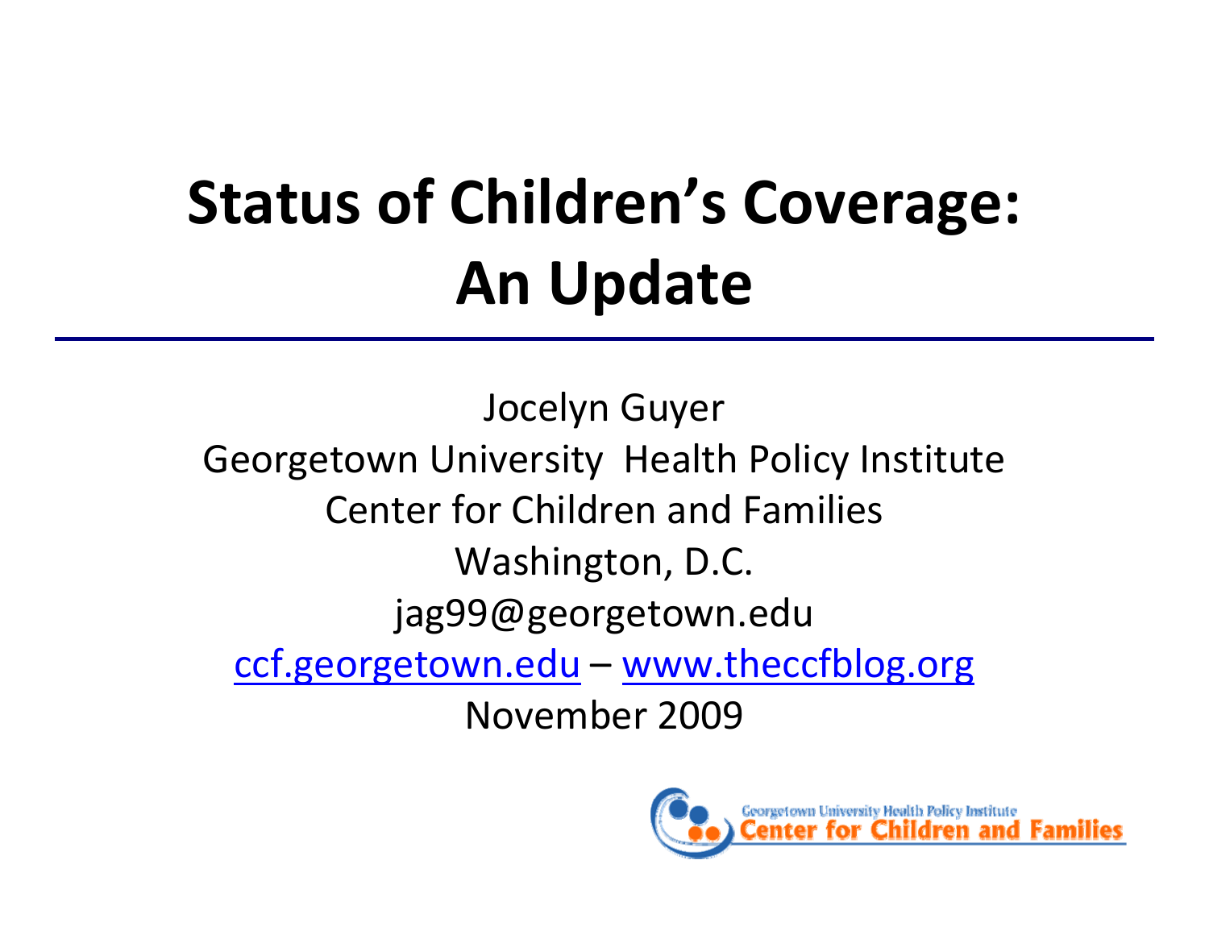# Status of Children's Coverage: An Update

Jocelyn Guyer

Georgetown University Health Policy Institute

Center for Children and Families

Washington, D.C.

jag99@georgetown.edu

ccf.georgetown.edu – www.theccfblog.org

November 2009

Georgetown University Health Policy Institute
Center for Children and Families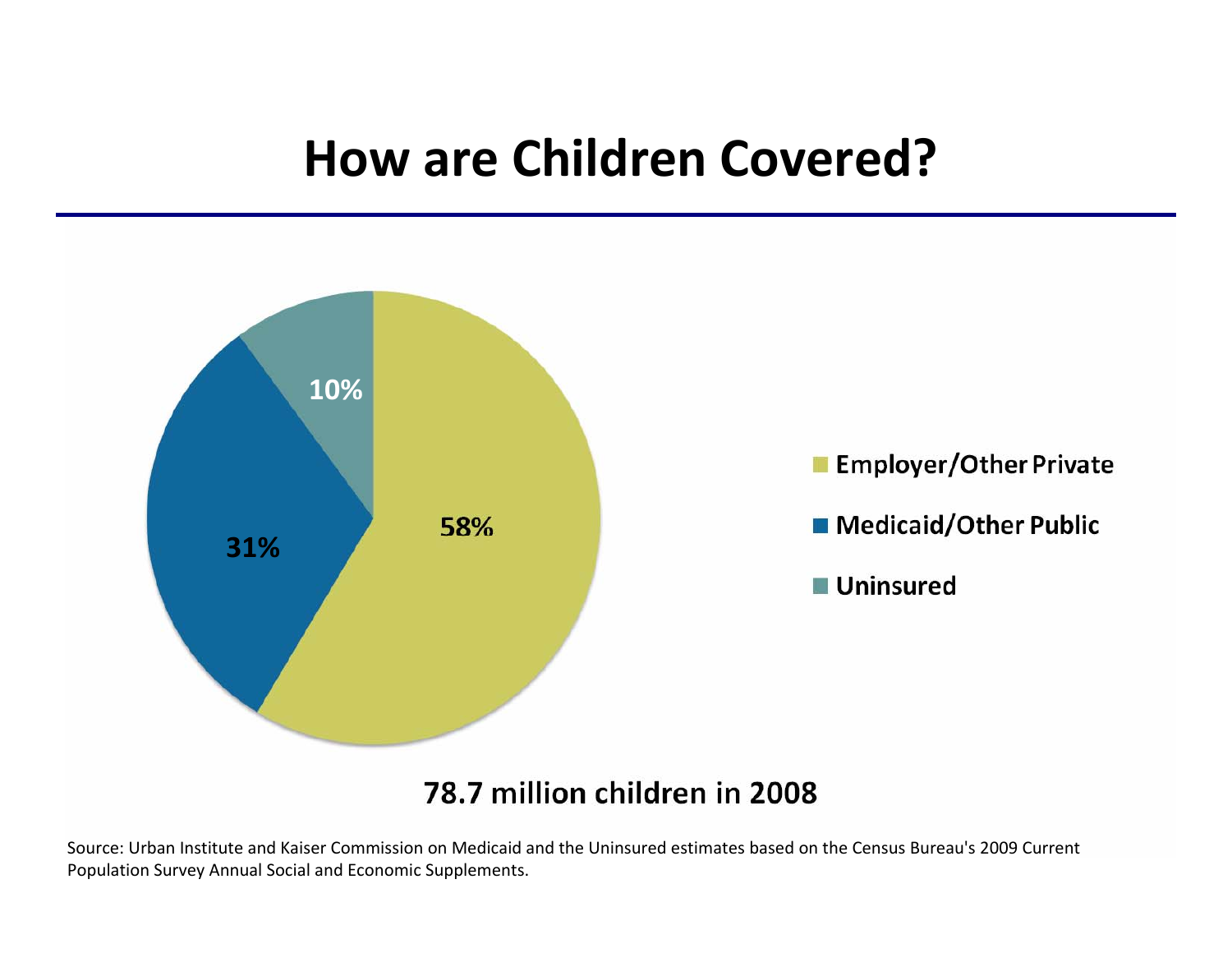# How are Children Covered?

10%

31%

58%

- Employer/Other Private
- Medicaid/Other Public
- Uninsured

**78.7 million children in 2008**

Source: Urban Institute and Kaiser Commission on Medicaid and the Uninsured estimates based on the Census Bureau's 2009 Current Population Survey Annual Social and Economic Supplements.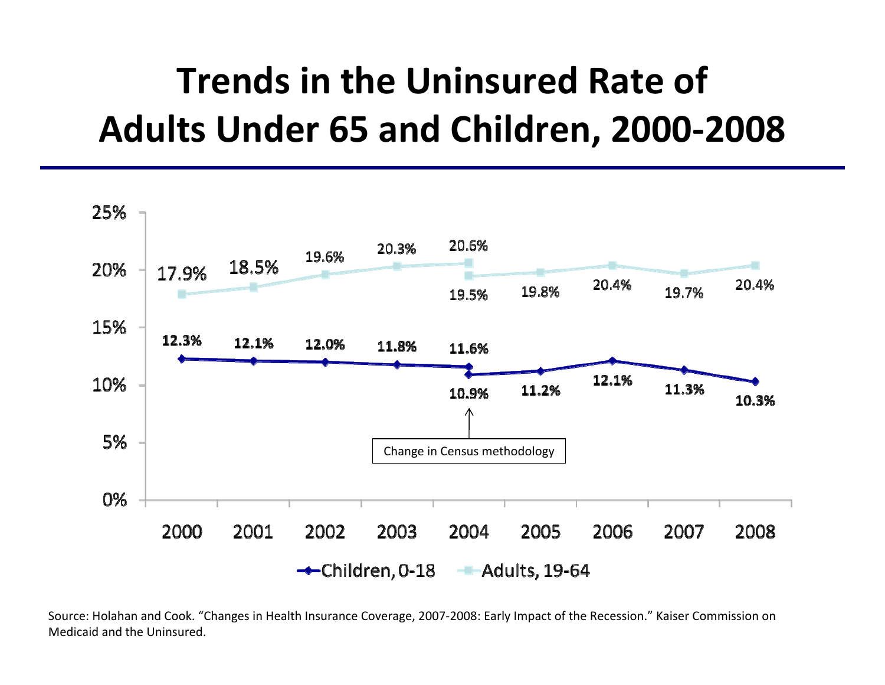# Trends in the Uninsured Rate of Adults Under 65 and Children, 2000-2008

| Year | Children, 0-18 | Adults, 19-64 |
| --- | --- | --- |
| 2000 | 12.3% | 17.9% |
| 2001 | 12.1% | 18.5% |
| 2002 | 12.0% | 19.6% |
| 2003 | 11.8% | 20.3% |
| 2004 | 11.6% | 20.6% |
| 2004 | 10.9% | 19.5% |
| 2005 | 11.2% | 19.8% |
| 2006 | 12.1% | 20.4% |
| 2007 | 11.3% | 19.7% |
| 2008 | 10.3% | 20.4% |

Change in Census methodology

Source: Holahan and Cook. "Changes in Health Insurance Coverage, 2007-2008: Early Impact of the Recession." Kaiser Commission on Medicaid and the Uninsured.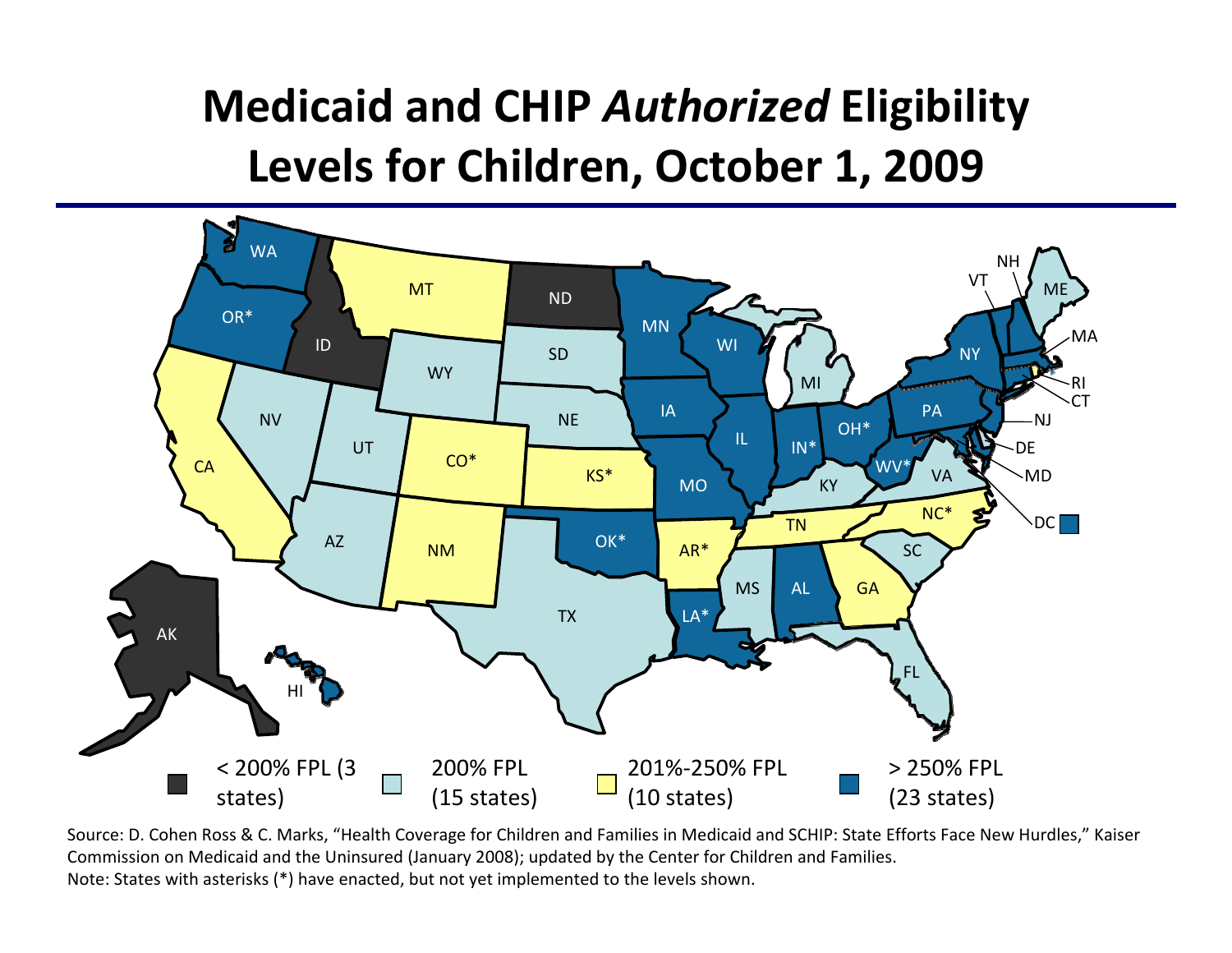# Medicaid and CHIP *Authorized* Eligibility Levels for Children, October 1, 2009

- < 200% FPL (3 states)
- 200% FPL (15 states)
- 201%-250% FPL (10 states)
- > 250% FPL (23 states)

Source: D. Cohen Ross & C. Marks, "Health Coverage for Children and Families in Medicaid and SCHIP: State Efforts Face New Hurdles," Kaiser Commission on Medicaid and the Uninsured (January 2008); updated by the Center for Children and Families.

Note: States with asterisks (*) have enacted, but not yet implemented to the levels shown.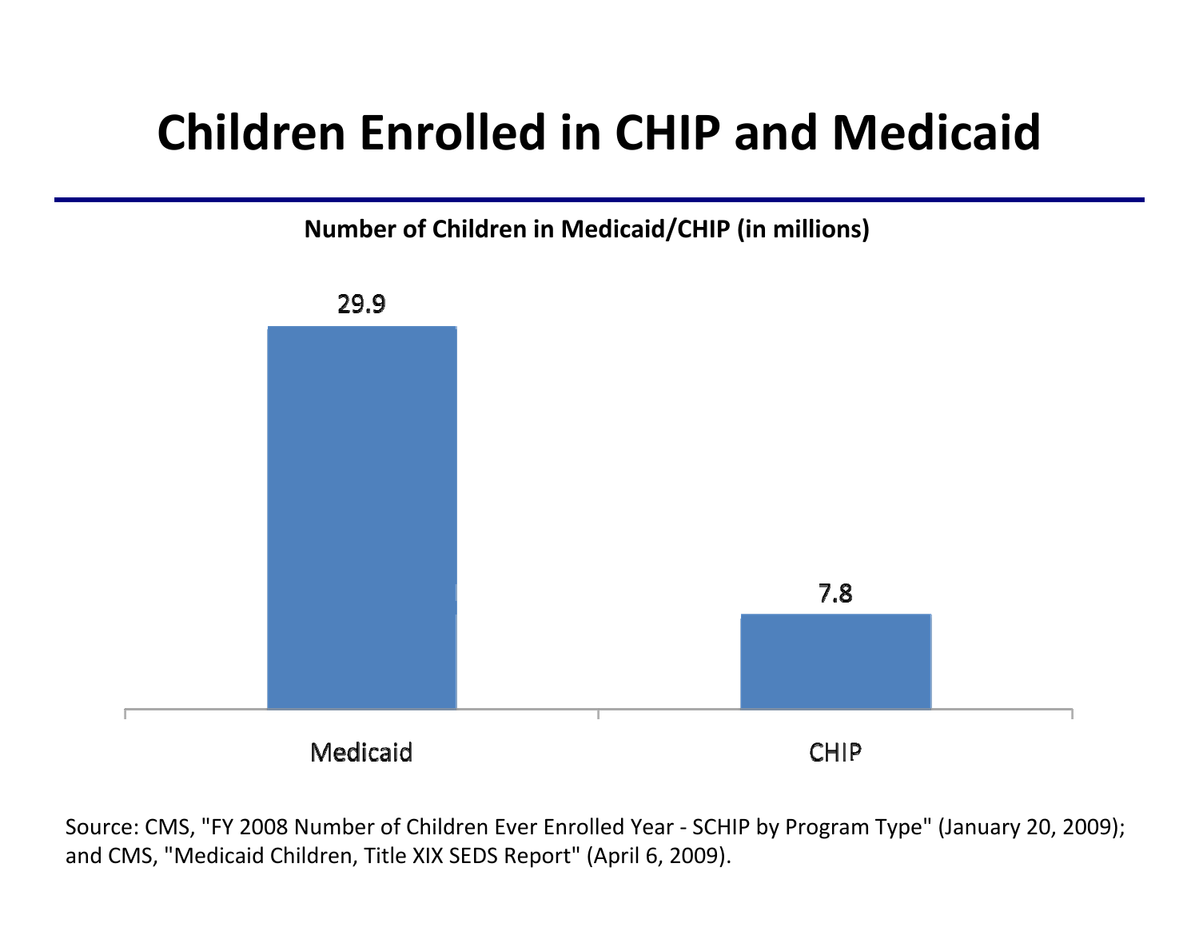# Children Enrolled in CHIP and Medicaid

**Number of Children in Medicaid/CHIP (in millions)**

| Program | Number of Children (in millions) |
| --- | --- |
| Medicaid | 29.9 |
| CHIP | 7.8 |

Source: CMS, "FY 2008 Number of Children Ever Enrolled Year - SCHIP by Program Type" (January 20, 2009); and CMS, "Medicaid Children, Title XIX SEDS Report" (April 6, 2009).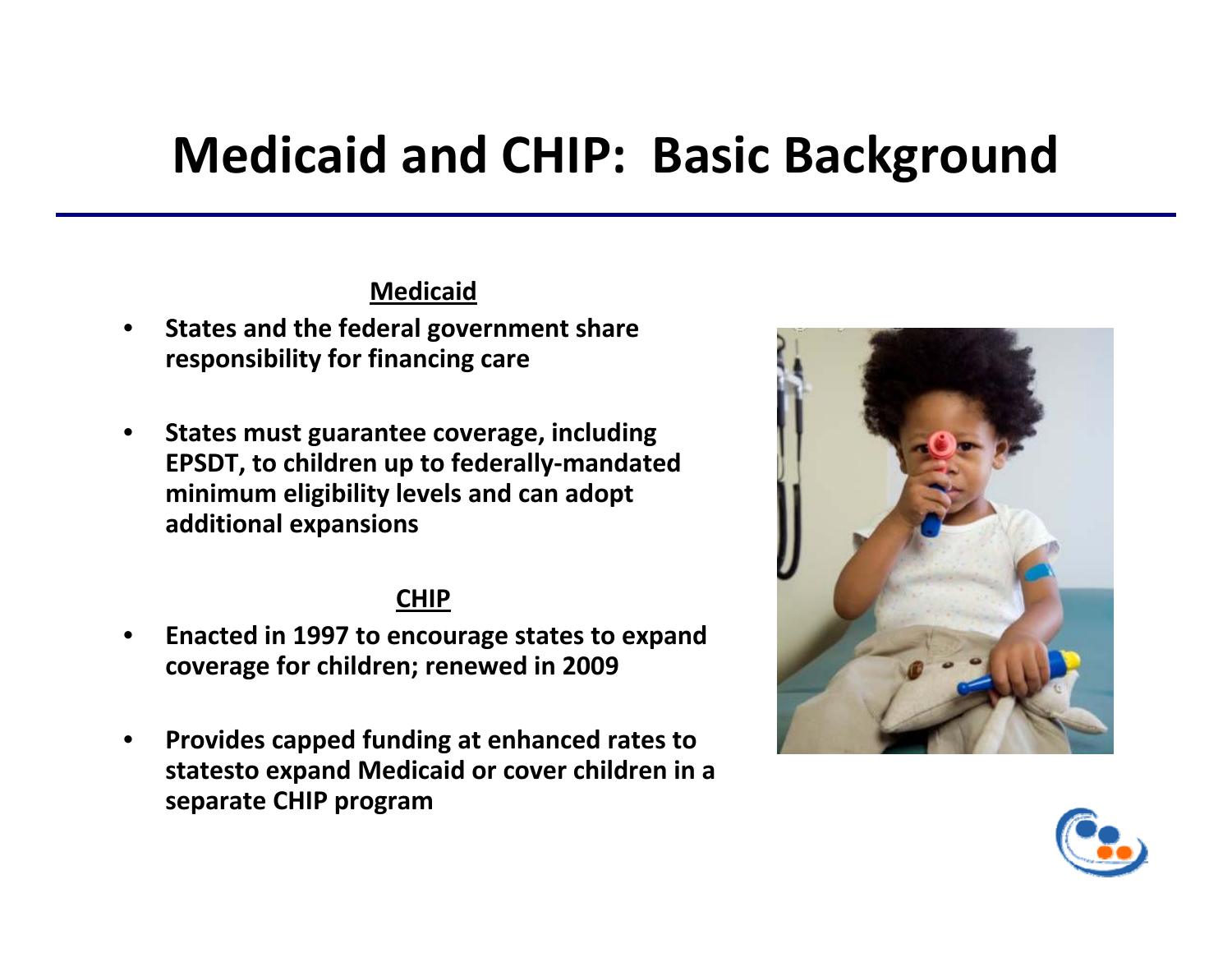# Medicaid and CHIP: Basic Background

**Medicaid**

- **States and the federal government share responsibility for financing care**
- **States must guarantee coverage, including EPSDT, to children up to federally-mandated minimum eligibility levels and can adopt additional expansions**

**CHIP**

- **Enacted in 1997 to encourage states to expand coverage for children; renewed in 2009**
- **Provides capped funding at enhanced rates to statesto expand Medicaid or cover children in a separate CHIP program**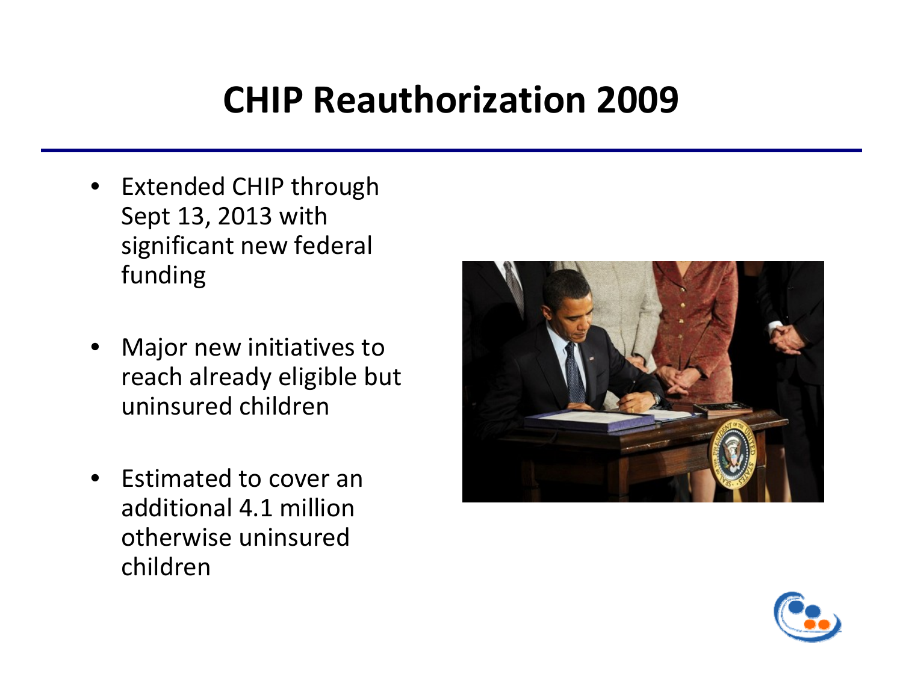# CHIP Reauthorization 2009

- Extended CHIP through Sept 13, 2013 with significant new federal funding
- Major new initiatives to reach already eligible but uninsured children
- Estimated to cover an additional 4.1 million otherwise uninsured children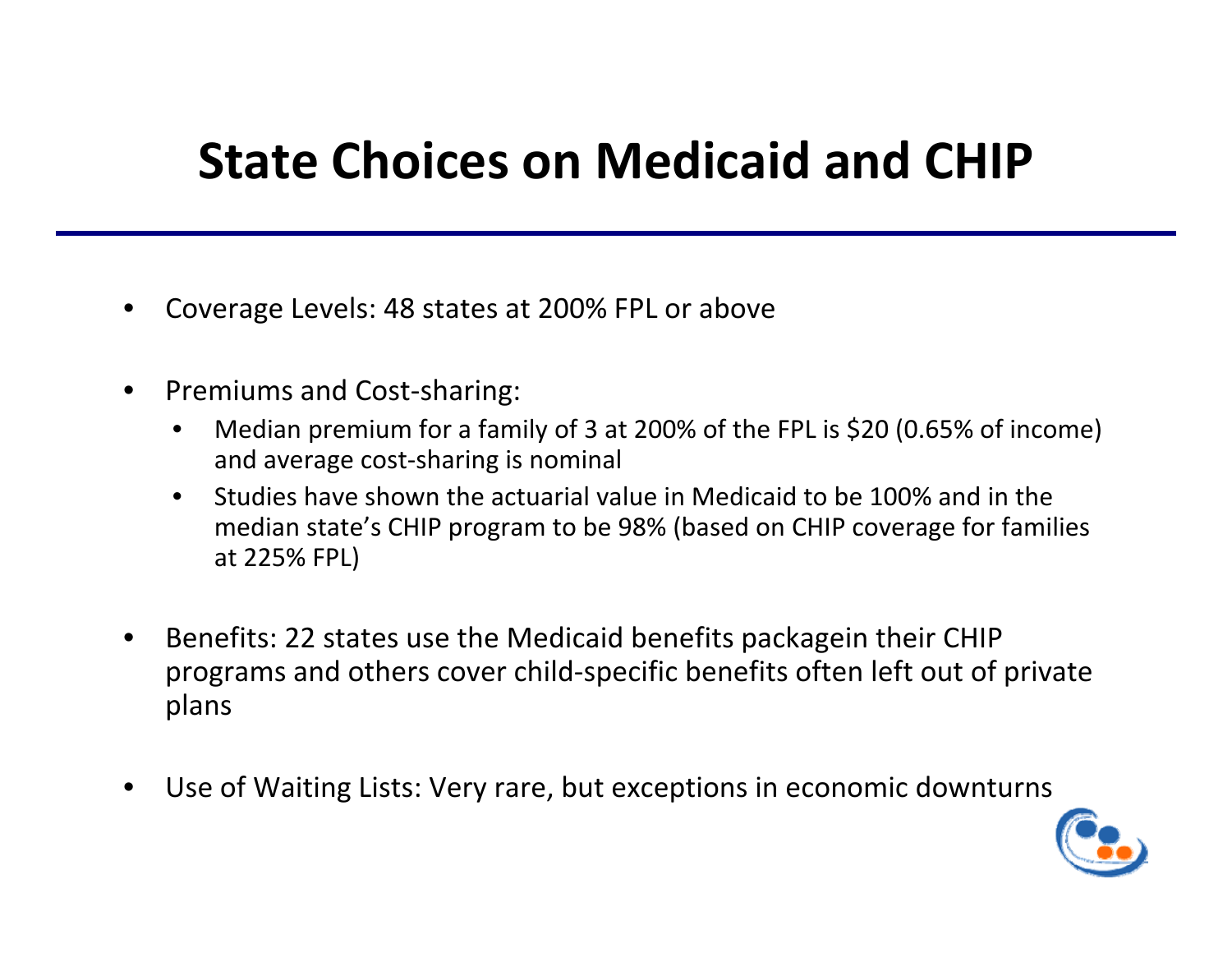# State Choices on Medicaid and CHIP

- Coverage Levels: 48 states at 200% FPL or above
- Premiums and Cost-sharing:
  - Median premium for a family of 3 at 200% of the FPL is $20 (0.65% of income) and average cost-sharing is nominal
  - Studies have shown the actuarial value in Medicaid to be 100% and in the median state's CHIP program to be 98% (based on CHIP coverage for families at 225% FPL)
- Benefits: 22 states use the Medicaid benefits packagein their CHIP programs and others cover child-specific benefits often left out of private plans
- Use of Waiting Lists: Very rare, but exceptions in economic downturns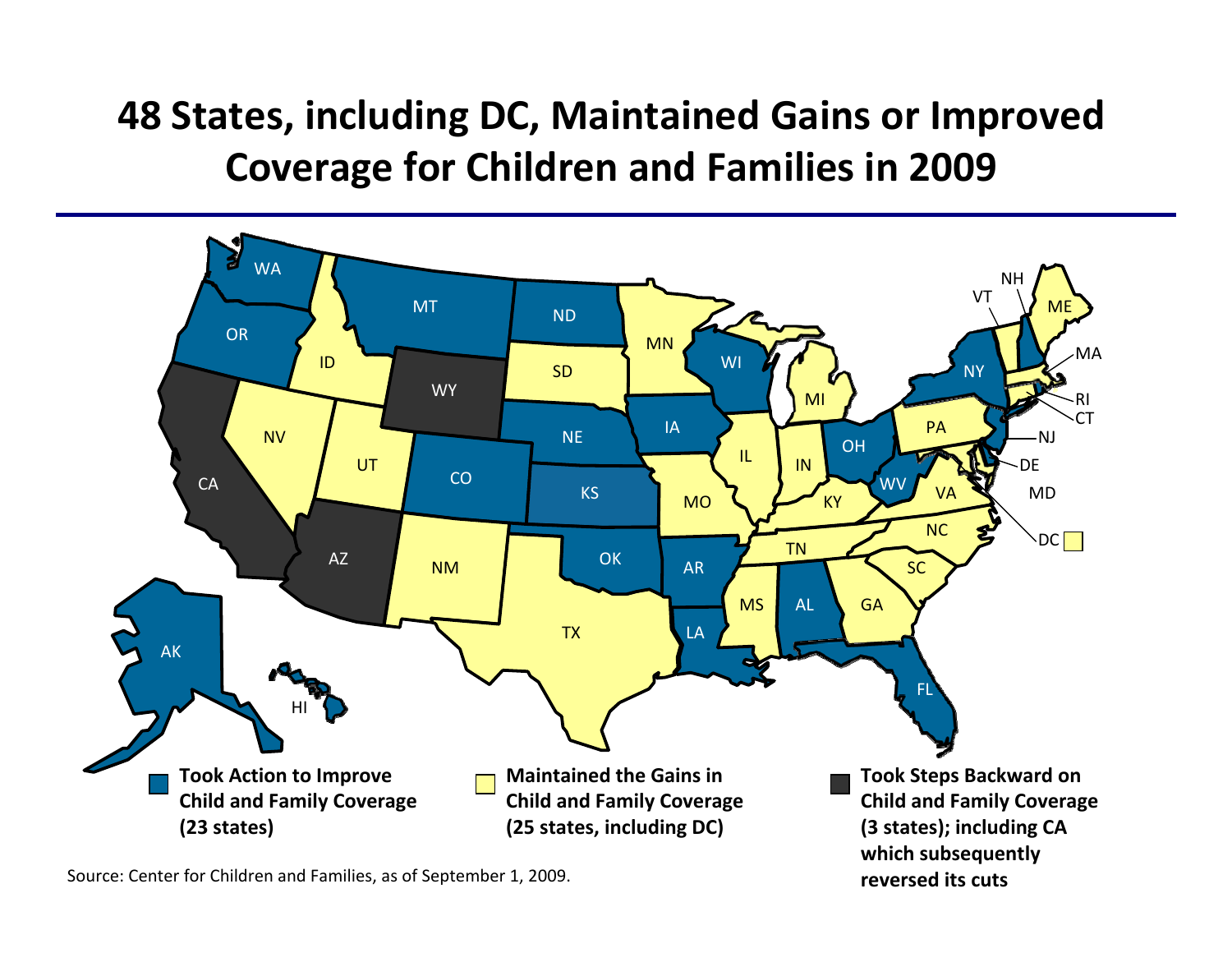# 48 States, including DC, Maintained Gains or Improved Coverage for Children and Families in 2009

WA, OR, CA, AK, HI, ID, NV, MT, WY, UT, AZ, CO, NM, ND, SD, NE, KS, OK, TX, MN, IA, MO, AR, LA, WI, IL, MS, MI, IN, KY, TN, AL, OH, WV, GA, FL, SC, NC, VA, PA, NY, VT, NH, ME, MA, RI, CT, NJ, DE, MD, DC

**Took Action to Improve Child and Family Coverage (23 states)**

**Maintained the Gains in Child and Family Coverage (25 states, including DC)**

**Took Steps Backward on Child and Family Coverage (3 states); including CA which subsequently reversed its cuts**

Source: Center for Children and Families, as of September 1, 2009.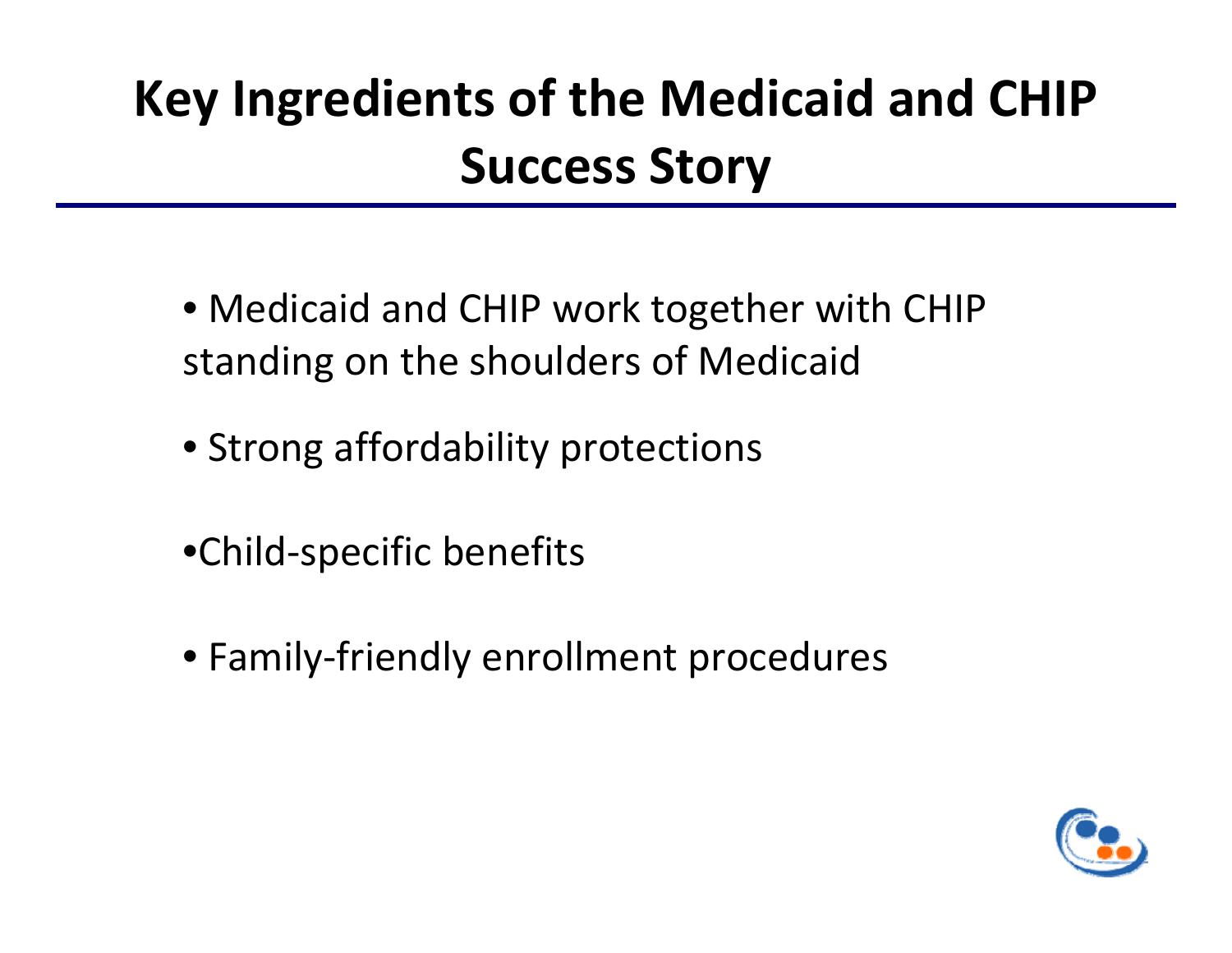# Key Ingredients of the Medicaid and CHIP Success Story

- Medicaid and CHIP work together with CHIP standing on the shoulders of Medicaid
- Strong affordability protections
- Child-specific benefits
- Family-friendly enrollment procedures